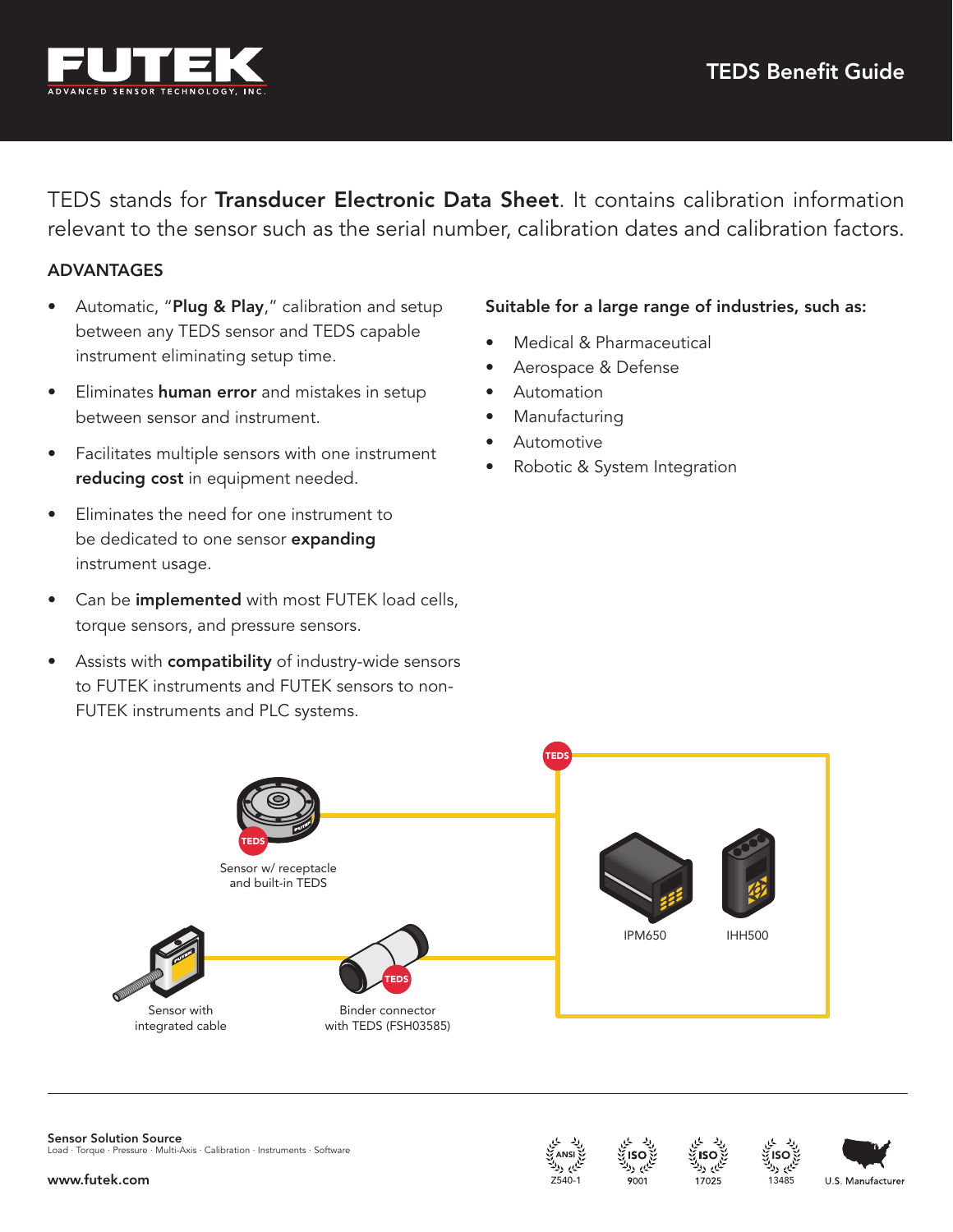# TEDS Benefit Guide

TEDS stands for **Transducer Electronic Data Sheet**. It contains calibration information relevant to the sensor such as the serial number, calibration dates and calibration factors.

## ADVANTAGES

- Automatic, "**Plug & Play**," calibration and setup between any TEDS sensor and TEDS capable instrument eliminating setup time.
- Eliminates **human error** and mistakes in setup between sensor and instrument.
- Facilitates multiple sensors with one instrument **reducing cost** in equipment needed.
- Eliminates the need for one instrument to be dedicated to one sensor **expanding** instrument usage.
- Can be **implemented** with most FUTEK load cells, torque sensors, and pressure sensors.
- Assists with **compatibility** of industry-wide sensors to FUTEK instruments and FUTEK sensors to non-FUTEK instruments and PLC systems.

**Suitable for a large range of industries, such as:**

- Medical & Pharmaceutical
- Aerospace & Defense
- Automation
- Manufacturing
- Automotive
- Robotic & System Integration

TEDS

Sensor w/ receptacle and built-in TEDS

IPM650

IHH500

Sensor with integrated cable

Binder connector with TEDS (FSH03585)

**Sensor Solution Source**
Load · Torque · Pressure · Multi-Axis · Calibration · Instruments · Software

www.futek.com

ANSI Z540-1 · ISO 9001 · ISO 17025 · ISO 13485 · U.S. Manufacturer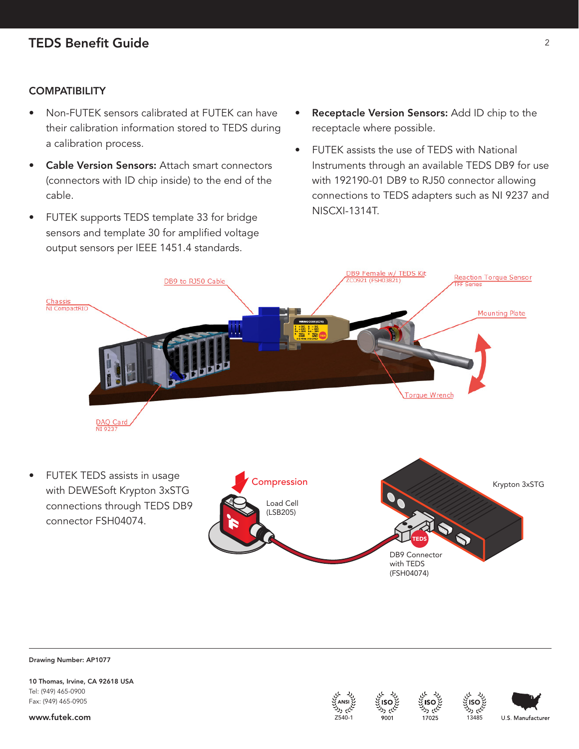## COMPATIBILITY

- Non-FUTEK sensors calibrated at FUTEK can have their calibration information stored to TEDS during a calibration process.
- **Cable Version Sensors:** Attach smart connectors (connectors with ID chip inside) to the end of the cable.
- FUTEK supports TEDS template 33 for bridge sensors and template 30 for amplified voltage output sensors per IEEE 1451.4 standards.
- **Receptacle Version Sensors:** Add ID chip to the receptacle where possible.
- FUTEK assists the use of TEDS with National Instruments through an available TEDS DB9 for use with 192190-01 DB9 to RJ50 connector allowing connections to TEDS adapters such as NI 9237 and NISCXI-1314T.

Chassis
NI CompactRIO
DB9 to RJ50 Cable
DB9 Female w/ TEDS Kit
ZCO921 (FSH03821)
Reaction Torque Sensor
TFF Series
Mounting Plate
Torque Wrench
DAQ Card
NI 9237

- FUTEK TEDS assists in usage with DEWESoft Krypton 3xSTG connections through TEDS DB9 connector FSH04074.

Compression
Load Cell
(LSB205)
Krypton 3xSTG
TEDS
DB9 Connector
with TEDS
(FSH04074)

Drawing Number: AP1077

**10 Thomas, Irvine, CA 92618 USA**
Tel: (949) 465-0900
Fax: (949) 465-0905

**www.futek.com**

ANSI Z540-1 ISO 9001 ISO 17025 ISO 13485 U.S. Manufacturer